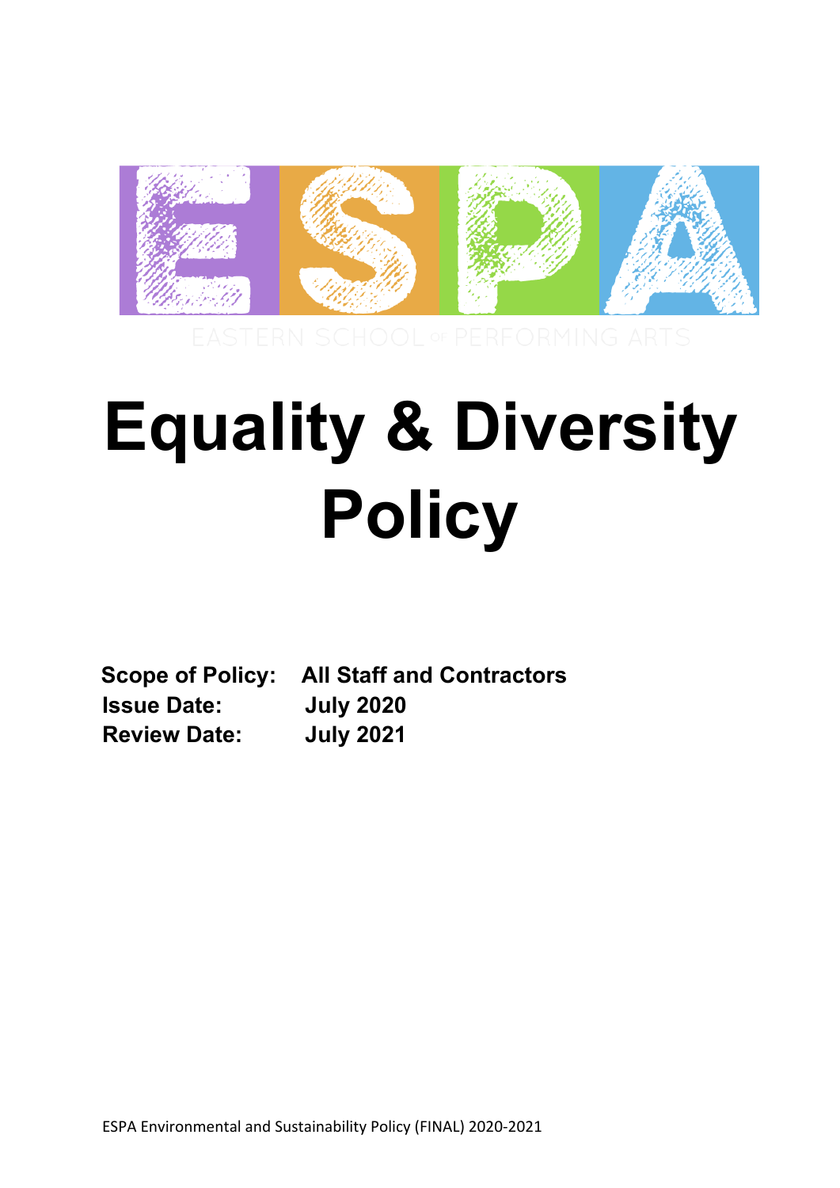ESPA

EASTERN SCHOOL OF PERFORMING ARTS

# Equality & Diversity Policy

**Scope of Policy:** **All Staff and Contractors**
**Issue Date:** **July 2020**
**Review Date:** **July 2021**

ESPA Environmental and Sustainability Policy (FINAL) 2020-2021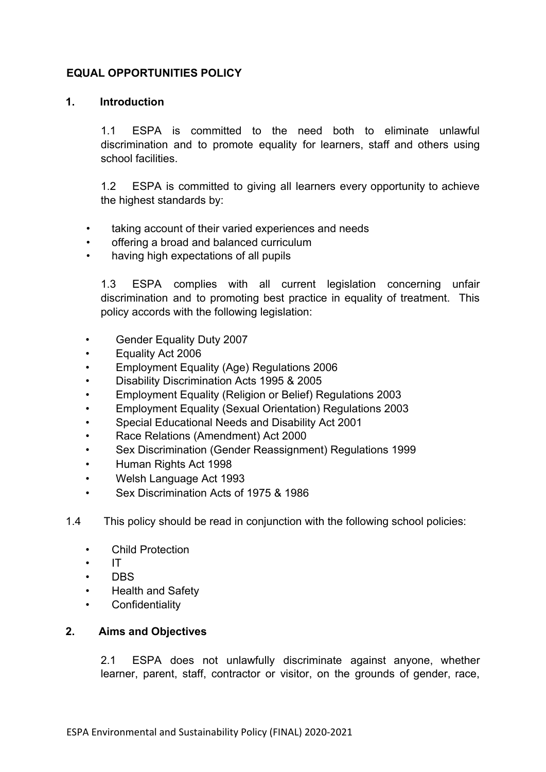## EQUAL OPPORTUNITIES POLICY

### 1. Introduction

1.1 ESPA is committed to the need both to eliminate unlawful discrimination and to promote equality for learners, staff and others using school facilities.

1.2 ESPA is committed to giving all learners every opportunity to achieve the highest standards by:

- taking account of their varied experiences and needs
- offering a broad and balanced curriculum
- having high expectations of all pupils

1.3 ESPA complies with all current legislation concerning unfair discrimination and to promoting best practice in equality of treatment. This policy accords with the following legislation:

- Gender Equality Duty 2007
- Equality Act 2006
- Employment Equality (Age) Regulations 2006
- Disability Discrimination Acts 1995 & 2005
- Employment Equality (Religion or Belief) Regulations 2003
- Employment Equality (Sexual Orientation) Regulations 2003
- Special Educational Needs and Disability Act 2001
- Race Relations (Amendment) Act 2000
- Sex Discrimination (Gender Reassignment) Regulations 1999
- Human Rights Act 1998
- Welsh Language Act 1993
- Sex Discrimination Acts of 1975 & 1986

1.4 This policy should be read in conjunction with the following school policies:

- Child Protection
- IT
- DBS
- Health and Safety
- Confidentiality

### 2. Aims and Objectives

2.1 ESPA does not unlawfully discriminate against anyone, whether learner, parent, staff, contractor or visitor, on the grounds of gender, race,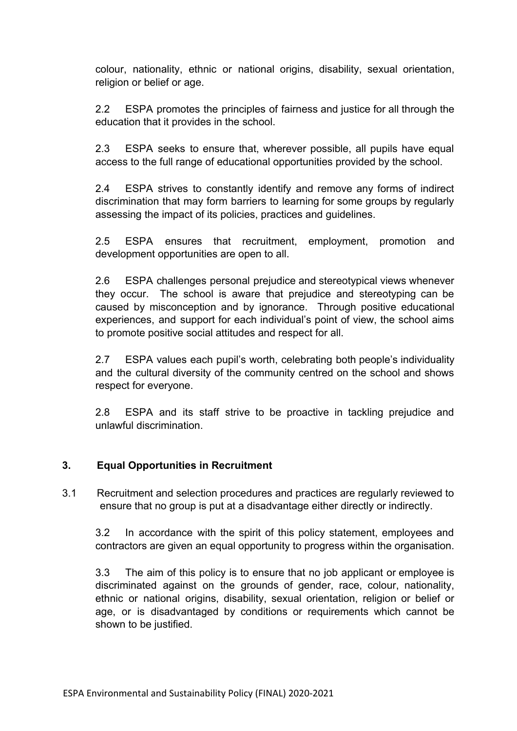colour, nationality, ethnic or national origins, disability, sexual orientation, religion or belief or age.

2.2 ESPA promotes the principles of fairness and justice for all through the education that it provides in the school.

2.3 ESPA seeks to ensure that, wherever possible, all pupils have equal access to the full range of educational opportunities provided by the school.

2.4 ESPA strives to constantly identify and remove any forms of indirect discrimination that may form barriers to learning for some groups by regularly assessing the impact of its policies, practices and guidelines.

2.5 ESPA ensures that recruitment, employment, promotion and development opportunities are open to all.

2.6 ESPA challenges personal prejudice and stereotypical views whenever they occur. The school is aware that prejudice and stereotyping can be caused by misconception and by ignorance. Through positive educational experiences, and support for each individual's point of view, the school aims to promote positive social attitudes and respect for all.

2.7 ESPA values each pupil's worth, celebrating both people's individuality and the cultural diversity of the community centred on the school and shows respect for everyone.

2.8 ESPA and its staff strive to be proactive in tackling prejudice and unlawful discrimination.

## 3. Equal Opportunities in Recruitment

3.1 Recruitment and selection procedures and practices are regularly reviewed to ensure that no group is put at a disadvantage either directly or indirectly.

3.2 In accordance with the spirit of this policy statement, employees and contractors are given an equal opportunity to progress within the organisation.

3.3 The aim of this policy is to ensure that no job applicant or employee is discriminated against on the grounds of gender, race, colour, nationality, ethnic or national origins, disability, sexual orientation, religion or belief or age, or is disadvantaged by conditions or requirements which cannot be shown to be justified.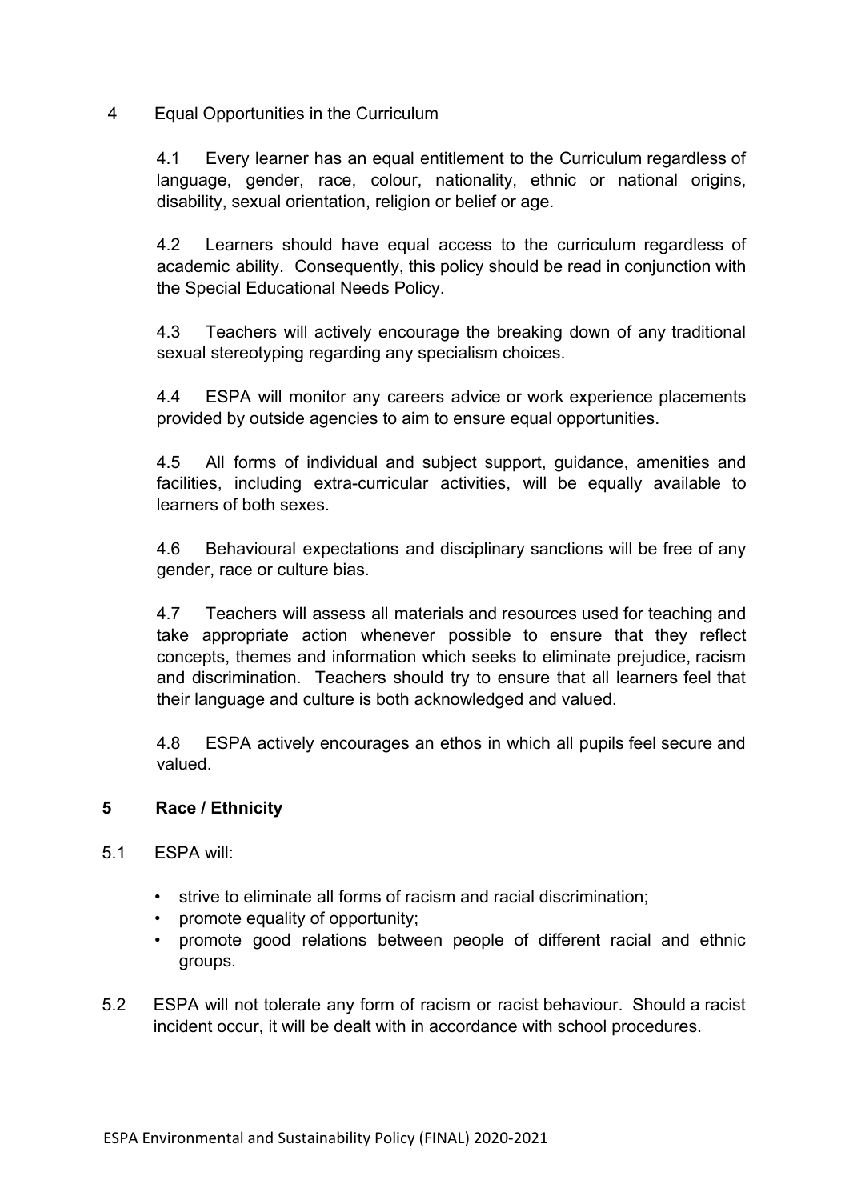## 4 Equal Opportunities in the Curriculum

4.1 Every learner has an equal entitlement to the Curriculum regardless of language, gender, race, colour, nationality, ethnic or national origins, disability, sexual orientation, religion or belief or age.

4.2 Learners should have equal access to the curriculum regardless of academic ability. Consequently, this policy should be read in conjunction with the Special Educational Needs Policy.

4.3 Teachers will actively encourage the breaking down of any traditional sexual stereotyping regarding any specialism choices.

4.4 ESPA will monitor any careers advice or work experience placements provided by outside agencies to aim to ensure equal opportunities.

4.5 All forms of individual and subject support, guidance, amenities and facilities, including extra-curricular activities, will be equally available to learners of both sexes.

4.6 Behavioural expectations and disciplinary sanctions will be free of any gender, race or culture bias.

4.7 Teachers will assess all materials and resources used for teaching and take appropriate action whenever possible to ensure that they reflect concepts, themes and information which seeks to eliminate prejudice, racism and discrimination. Teachers should try to ensure that all learners feel that their language and culture is both acknowledged and valued.

4.8 ESPA actively encourages an ethos in which all pupils feel secure and valued.

## 5 Race / Ethnicity

5.1 ESPA will:

- strive to eliminate all forms of racism and racial discrimination;
- promote equality of opportunity;
- promote good relations between people of different racial and ethnic groups.

5.2 ESPA will not tolerate any form of racism or racist behaviour. Should a racist incident occur, it will be dealt with in accordance with school procedures.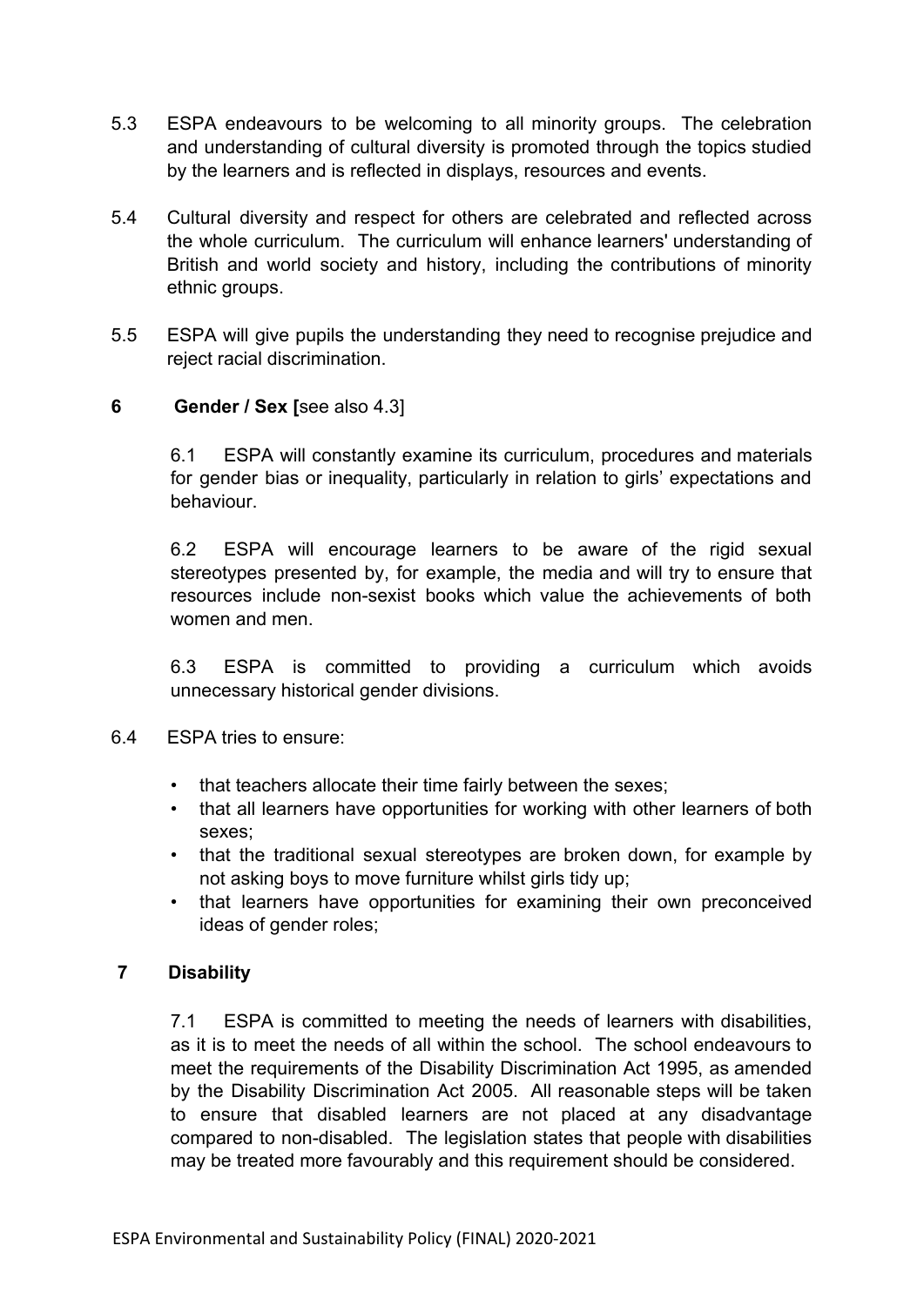5.3 ESPA endeavours to be welcoming to all minority groups. The celebration and understanding of cultural diversity is promoted through the topics studied by the learners and is reflected in displays, resources and events.

5.4 Cultural diversity and respect for others are celebrated and reflected across the whole curriculum. The curriculum will enhance learners' understanding of British and world society and history, including the contributions of minority ethnic groups.

5.5 ESPA will give pupils the understanding they need to recognise prejudice and reject racial discrimination.

## 6 Gender / Sex [see also 4.3]

6.1 ESPA will constantly examine its curriculum, procedures and materials for gender bias or inequality, particularly in relation to girls' expectations and behaviour.

6.2 ESPA will encourage learners to be aware of the rigid sexual stereotypes presented by, for example, the media and will try to ensure that resources include non-sexist books which value the achievements of both women and men.

6.3 ESPA is committed to providing a curriculum which avoids unnecessary historical gender divisions.

6.4 ESPA tries to ensure:

- that teachers allocate their time fairly between the sexes;
- that all learners have opportunities for working with other learners of both sexes;
- that the traditional sexual stereotypes are broken down, for example by not asking boys to move furniture whilst girls tidy up;
- that learners have opportunities for examining their own preconceived ideas of gender roles;

## 7 Disability

7.1 ESPA is committed to meeting the needs of learners with disabilities, as it is to meet the needs of all within the school. The school endeavours to meet the requirements of the Disability Discrimination Act 1995, as amended by the Disability Discrimination Act 2005. All reasonable steps will be taken to ensure that disabled learners are not placed at any disadvantage compared to non-disabled. The legislation states that people with disabilities may be treated more favourably and this requirement should be considered.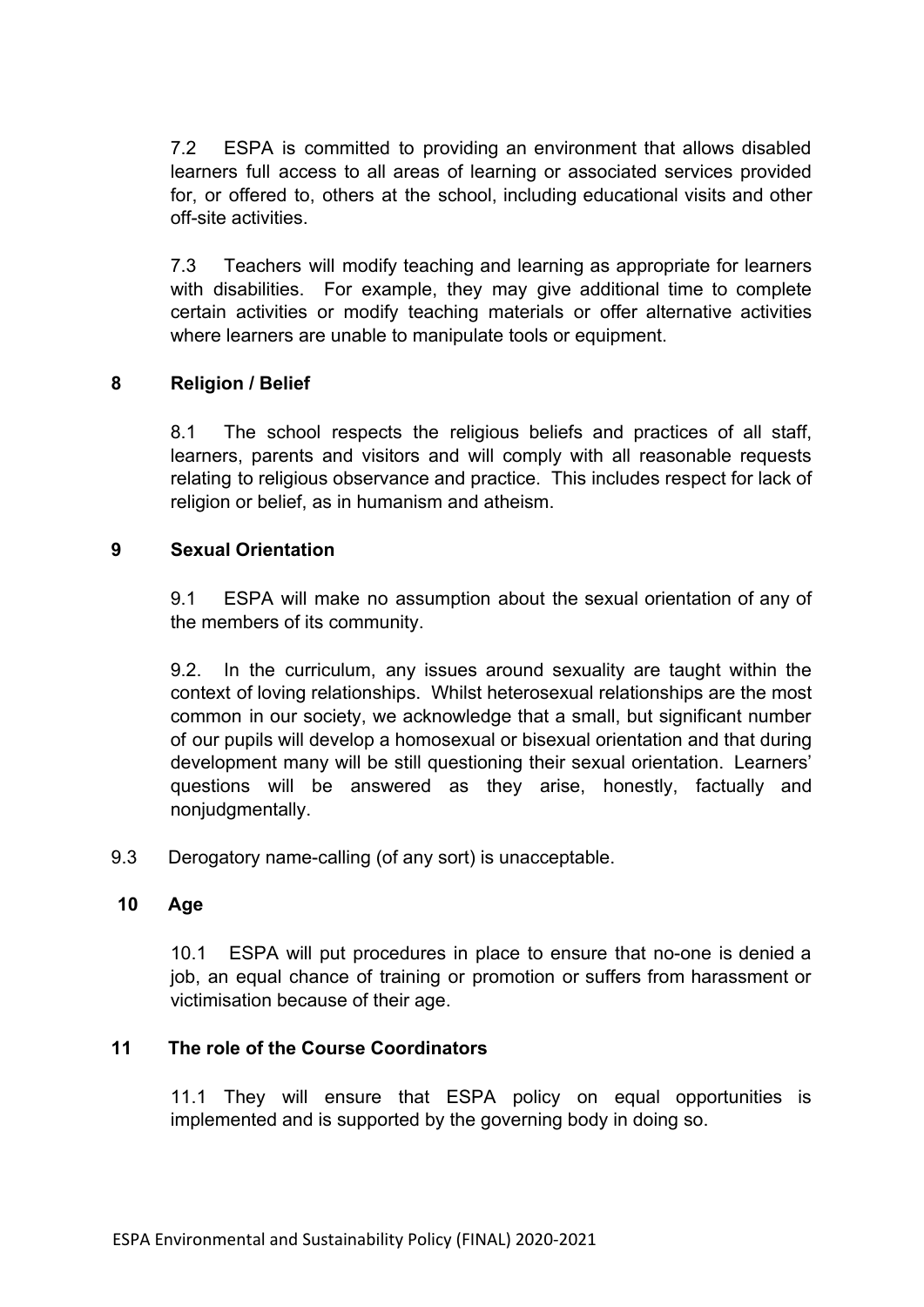7.2 ESPA is committed to providing an environment that allows disabled learners full access to all areas of learning or associated services provided for, or offered to, others at the school, including educational visits and other off-site activities.

7.3 Teachers will modify teaching and learning as appropriate for learners with disabilities. For example, they may give additional time to complete certain activities or modify teaching materials or offer alternative activities where learners are unable to manipulate tools or equipment.

## 8 Religion / Belief

8.1 The school respects the religious beliefs and practices of all staff, learners, parents and visitors and will comply with all reasonable requests relating to religious observance and practice. This includes respect for lack of religion or belief, as in humanism and atheism.

## 9 Sexual Orientation

9.1 ESPA will make no assumption about the sexual orientation of any of the members of its community.

9.2. In the curriculum, any issues around sexuality are taught within the context of loving relationships. Whilst heterosexual relationships are the most common in our society, we acknowledge that a small, but significant number of our pupils will develop a homosexual or bisexual orientation and that during development many will be still questioning their sexual orientation. Learners' questions will be answered as they arise, honestly, factually and nonjudgmentally.

9.3 Derogatory name-calling (of any sort) is unacceptable.

## 10 Age

10.1 ESPA will put procedures in place to ensure that no-one is denied a job, an equal chance of training or promotion or suffers from harassment or victimisation because of their age.

## 11 The role of the Course Coordinators

11.1 They will ensure that ESPA policy on equal opportunities is implemented and is supported by the governing body in doing so.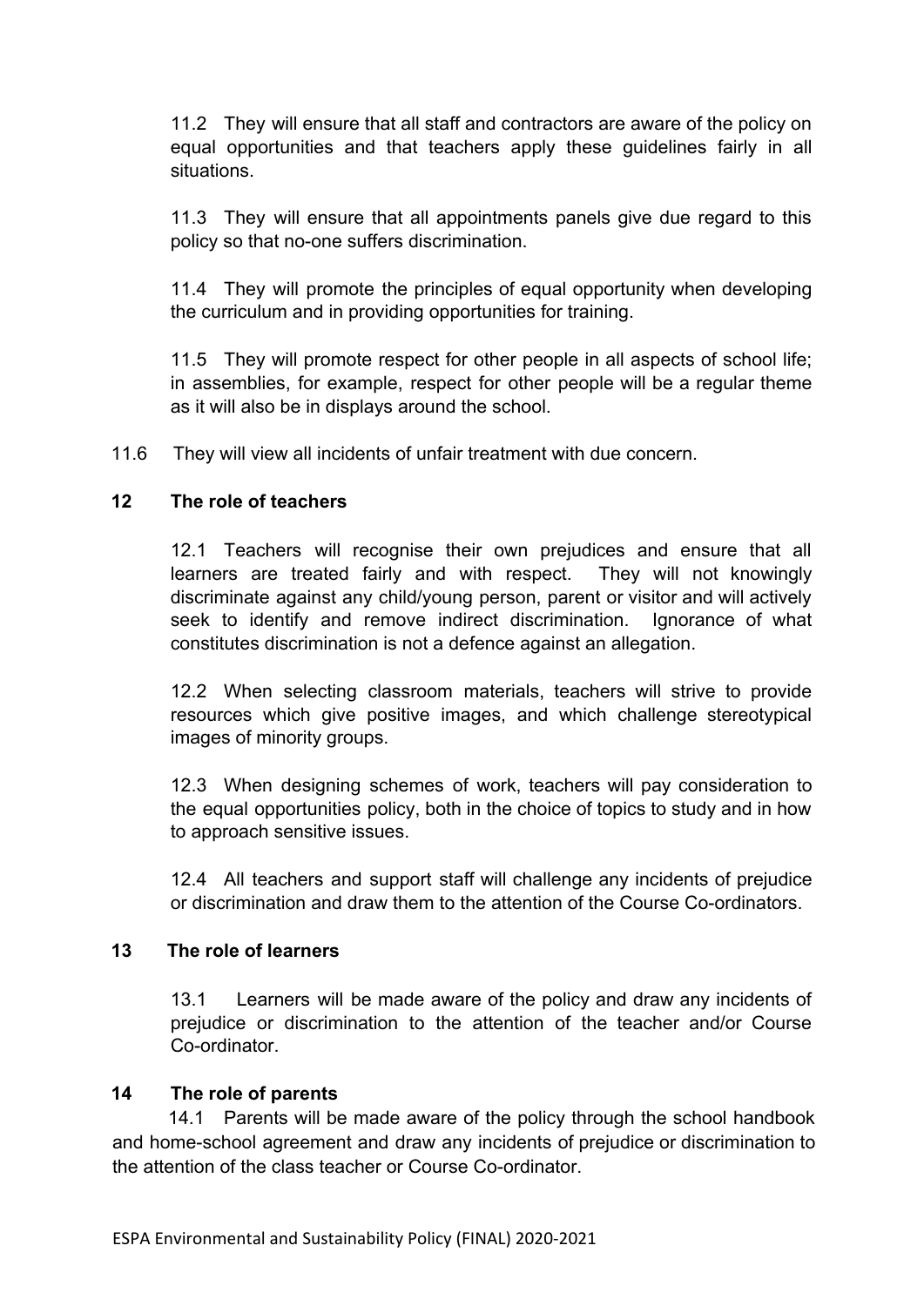11.2 They will ensure that all staff and contractors are aware of the policy on equal opportunities and that teachers apply these guidelines fairly in all situations.

11.3 They will ensure that all appointments panels give due regard to this policy so that no-one suffers discrimination.

11.4 They will promote the principles of equal opportunity when developing the curriculum and in providing opportunities for training.

11.5 They will promote respect for other people in all aspects of school life; in assemblies, for example, respect for other people will be a regular theme as it will also be in displays around the school.

11.6 They will view all incidents of unfair treatment with due concern.

## 12 The role of teachers

12.1 Teachers will recognise their own prejudices and ensure that all learners are treated fairly and with respect. They will not knowingly discriminate against any child/young person, parent or visitor and will actively seek to identify and remove indirect discrimination. Ignorance of what constitutes discrimination is not a defence against an allegation.

12.2 When selecting classroom materials, teachers will strive to provide resources which give positive images, and which challenge stereotypical images of minority groups.

12.3 When designing schemes of work, teachers will pay consideration to the equal opportunities policy, both in the choice of topics to study and in how to approach sensitive issues.

12.4 All teachers and support staff will challenge any incidents of prejudice or discrimination and draw them to the attention of the Course Co-ordinators.

## 13 The role of learners

13.1 Learners will be made aware of the policy and draw any incidents of prejudice or discrimination to the attention of the teacher and/or Course Co-ordinator.

## 14 The role of parents

14.1 Parents will be made aware of the policy through the school handbook and home-school agreement and draw any incidents of prejudice or discrimination to the attention of the class teacher or Course Co-ordinator.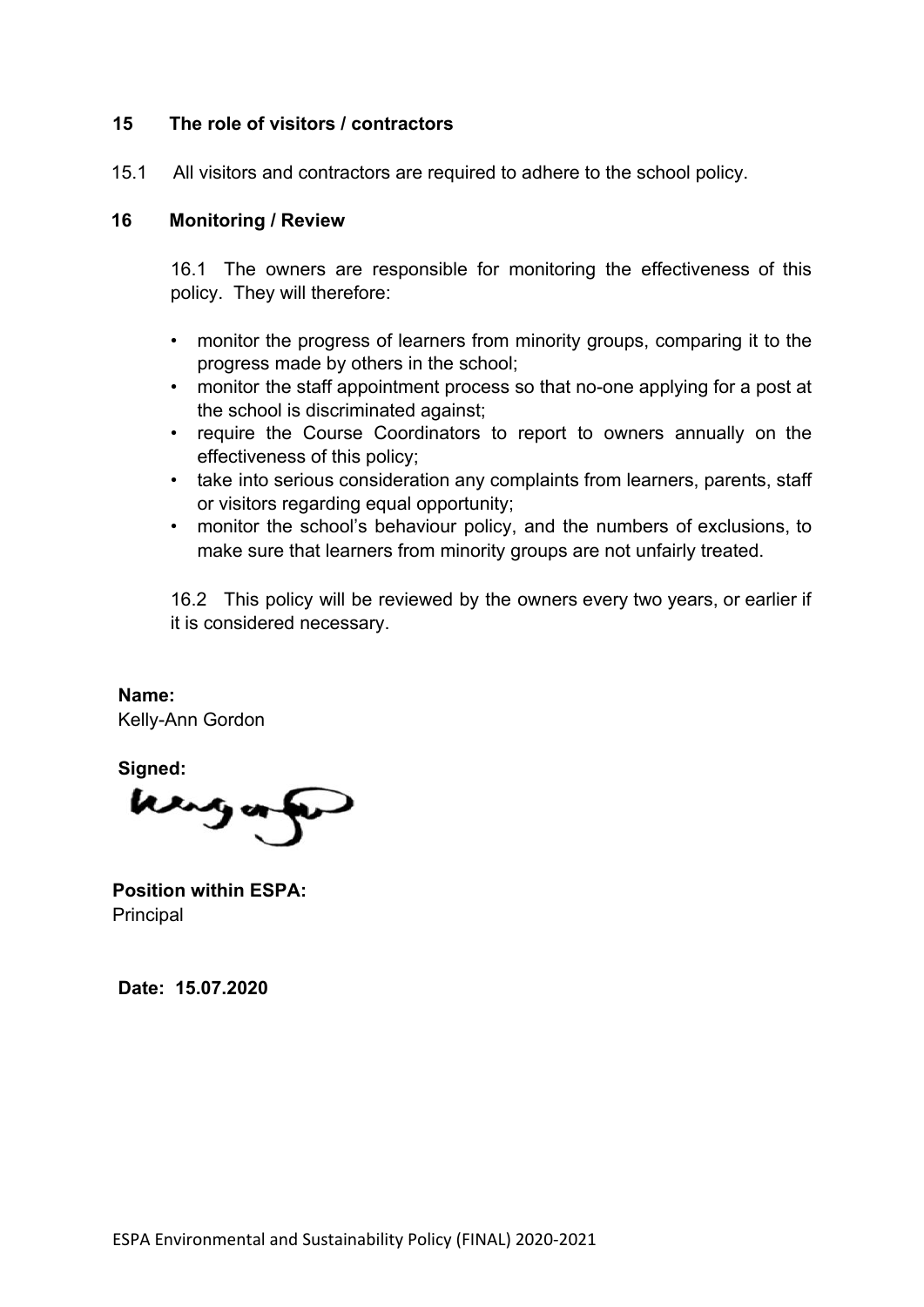## 15 The role of visitors / contractors

15.1 All visitors and contractors are required to adhere to the school policy.

## 16 Monitoring / Review

16.1 The owners are responsible for monitoring the effectiveness of this policy. They will therefore:

- monitor the progress of learners from minority groups, comparing it to the progress made by others in the school;
- monitor the staff appointment process so that no-one applying for a post at the school is discriminated against;
- require the Course Coordinators to report to owners annually on the effectiveness of this policy;
- take into serious consideration any complaints from learners, parents, staff or visitors regarding equal opportunity;
- monitor the school's behaviour policy, and the numbers of exclusions, to make sure that learners from minority groups are not unfairly treated.

16.2 This policy will be reviewed by the owners every two years, or earlier if it is considered necessary.

**Name:**
Kelly-Ann Gordon

**Signed:**

**Position within ESPA:**
Principal

**Date: 15.07.2020**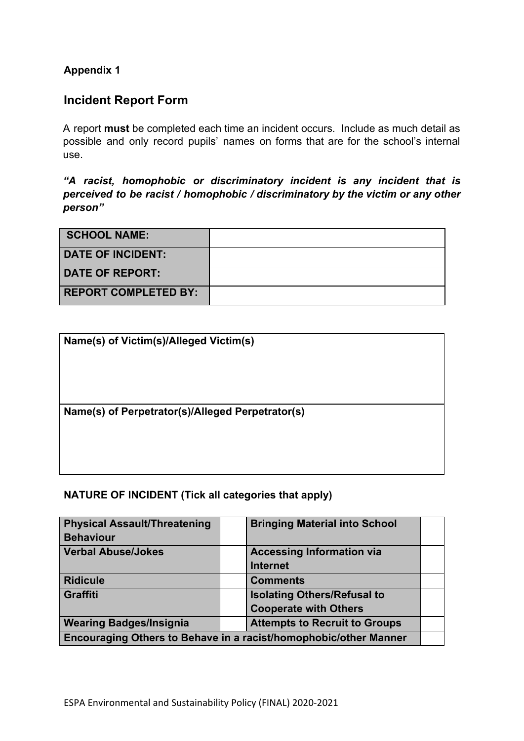**Appendix 1**

## Incident Report Form

A report **must** be completed each time an incident occurs. Include as much detail as possible and only record pupils' names on forms that are for the school's internal use.

***"A racist, homophobic or discriminatory incident is any incident that is perceived to be racist / homophobic / discriminatory by the victim or any other person"***

| **SCHOOL NAME:** | |
|---|---|
| **DATE OF INCIDENT:** | |
| **DATE OF REPORT:** | |
| **REPORT COMPLETED BY:** | |

| **Name(s) of Victim(s)/Alleged Victim(s)** |
|---|
| |
| **Name(s) of Perpetrator(s)/Alleged Perpetrator(s)** |
| |

**NATURE OF INCIDENT (Tick all categories that apply)**

| **Physical Assault/Threatening Behaviour** | | **Bringing Material into School** | |
|---|---|---|---|
| **Verbal Abuse/Jokes** | | **Accessing Information via Internet** | |
| **Ridicule** | | **Comments** | |
| **Graffiti** | | **Isolating Others/Refusal to Cooperate with Others** | |
| **Wearing Badges/Insignia** | | **Attempts to Recruit to Groups** | |
| **Encouraging Others to Behave in a racist/homophobic/other Manner** | | | |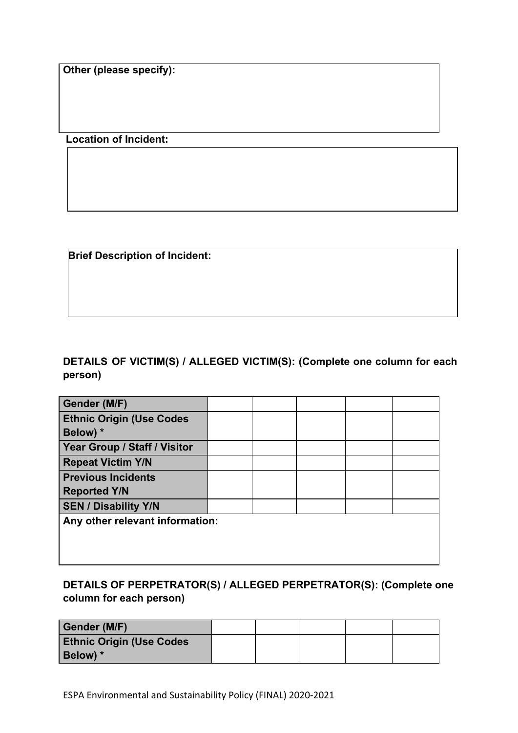**Other (please specify):**

**Location of Incident:**

**Brief Description of Incident:**

**DETAILS OF VICTIM(S) / ALLEGED VICTIM(S): (Complete one column for each person)**

| | | | | | |
|---|---|---|---|---|---|
| **Gender (M/F)** | | | | | |
| **Ethnic Origin (Use Codes Below) *** | | | | | |
| **Year Group / Staff / Visitor** | | | | | |
| **Repeat Victim Y/N** | | | | | |
| **Previous Incidents Reported Y/N** | | | | | |
| **SEN / Disability Y/N** | | | | | |
| **Any other relevant information:** | | | | | |

**DETAILS OF PERPETRATOR(S) / ALLEGED PERPETRATOR(S): (Complete one column for each person)**

| | | | | | |
|---|---|---|---|---|---|
| **Gender (M/F)** | | | | | |
| **Ethnic Origin (Use Codes Below) *** | | | | | |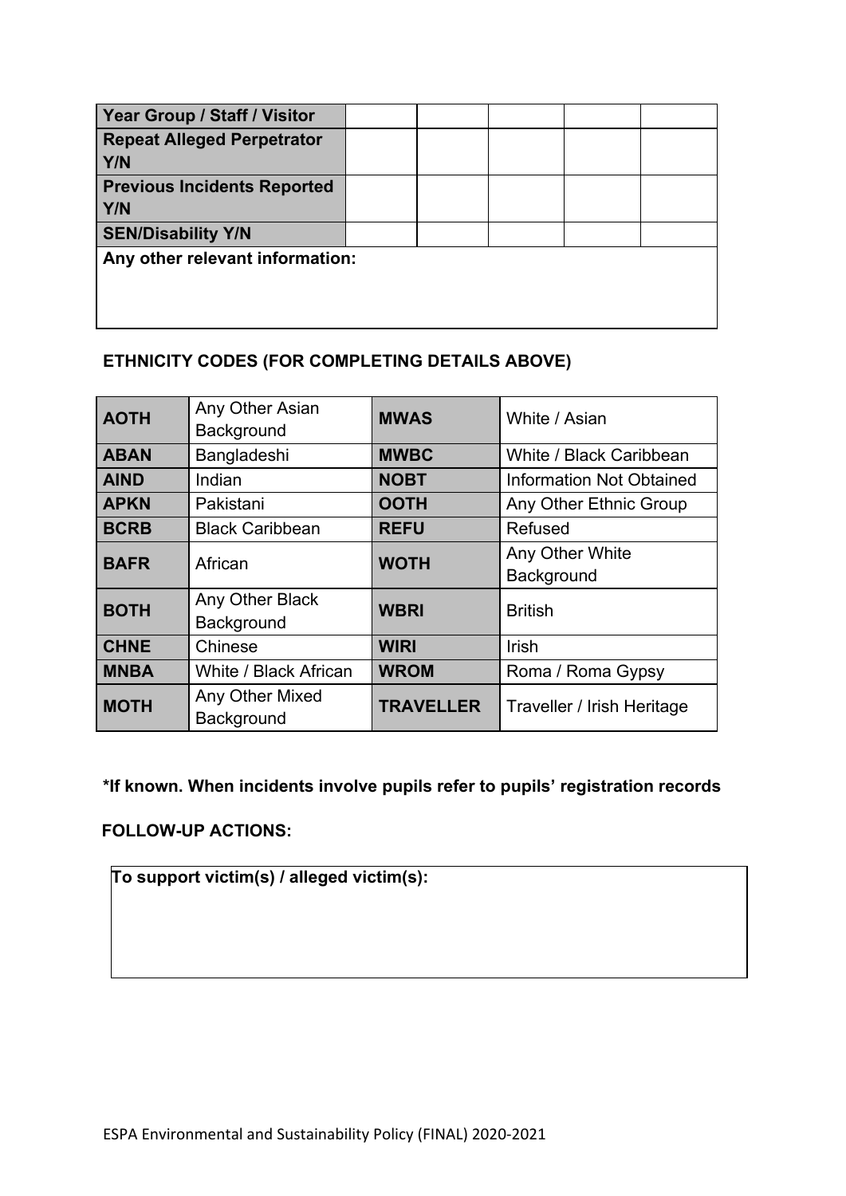| Year Group / Staff / Visitor | | | | | |
|---|---|---|---|---|---|
| **Repeat Alleged Perpetrator Y/N** | | | | | |
| **Previous Incidents Reported Y/N** | | | | | |
| **SEN/Disability Y/N** | | | | | |
| **Any other relevant information:** | | | | | |

**ETHNICITY CODES (FOR COMPLETING DETAILS ABOVE)**

| Code | Description | Code | Description |
|---|---|---|---|
| **AOTH** | Any Other Asian Background | **MWAS** | White / Asian |
| **ABAN** | Bangladeshi | **MWBC** | White / Black Caribbean |
| **AIND** | Indian | **NOBT** | Information Not Obtained |
| **APKN** | Pakistani | **OOTH** | Any Other Ethnic Group |
| **BCRB** | Black Caribbean | **REFU** | Refused |
| **BAFR** | African | **WOTH** | Any Other White Background |
| **BOTH** | Any Other Black Background | **WBRI** | British |
| **CHNE** | Chinese | **WIRI** | Irish |
| **MNBA** | White / Black African | **WROM** | Roma / Roma Gypsy |
| **MOTH** | Any Other Mixed Background | **TRAVELLER** | Traveller / Irish Heritage |

**\*If known. When incidents involve pupils refer to pupils' registration records**

**FOLLOW-UP ACTIONS:**

| To support victim(s) / alleged victim(s): |
|---|
| |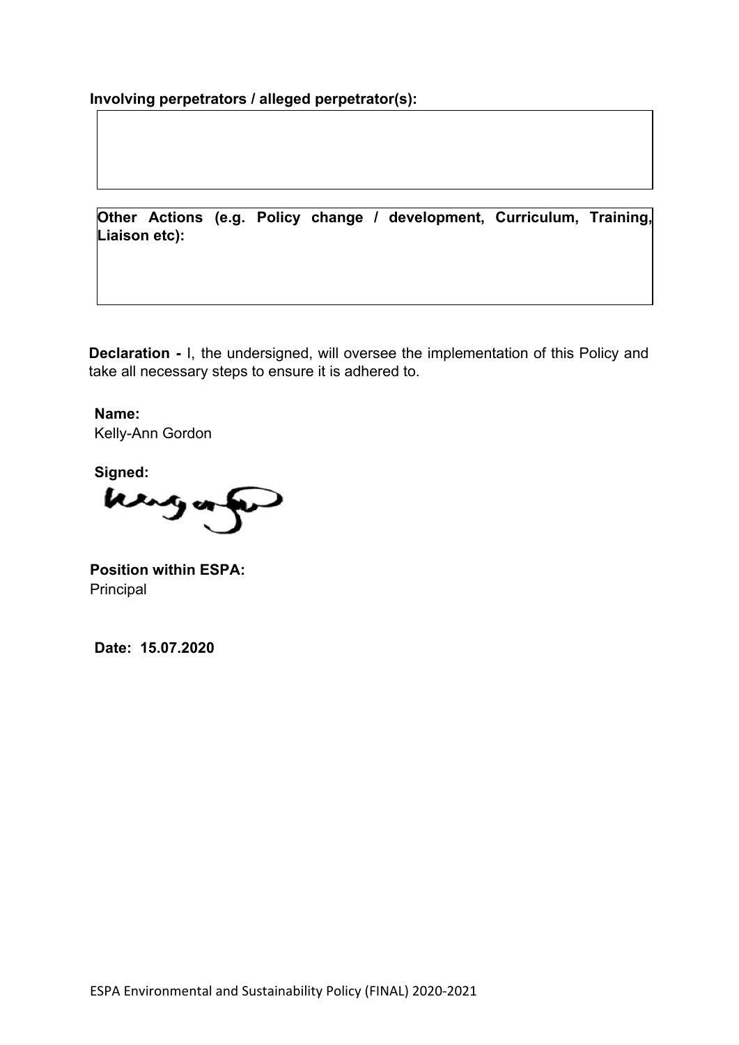**Involving perpetrators / alleged perpetrator(s):**

| |
|---|
| |

| |
|---|
| **Other Actions (e.g. Policy change / development, Curriculum, Training, Liaison etc):** |

**Declaration -** I, the undersigned, will oversee the implementation of this Policy and take all necessary steps to ensure it is adhered to.

**Name:**
Kelly-Ann Gordon

**Signed:**

**Position within ESPA:**
Principal

**Date: 15.07.2020**